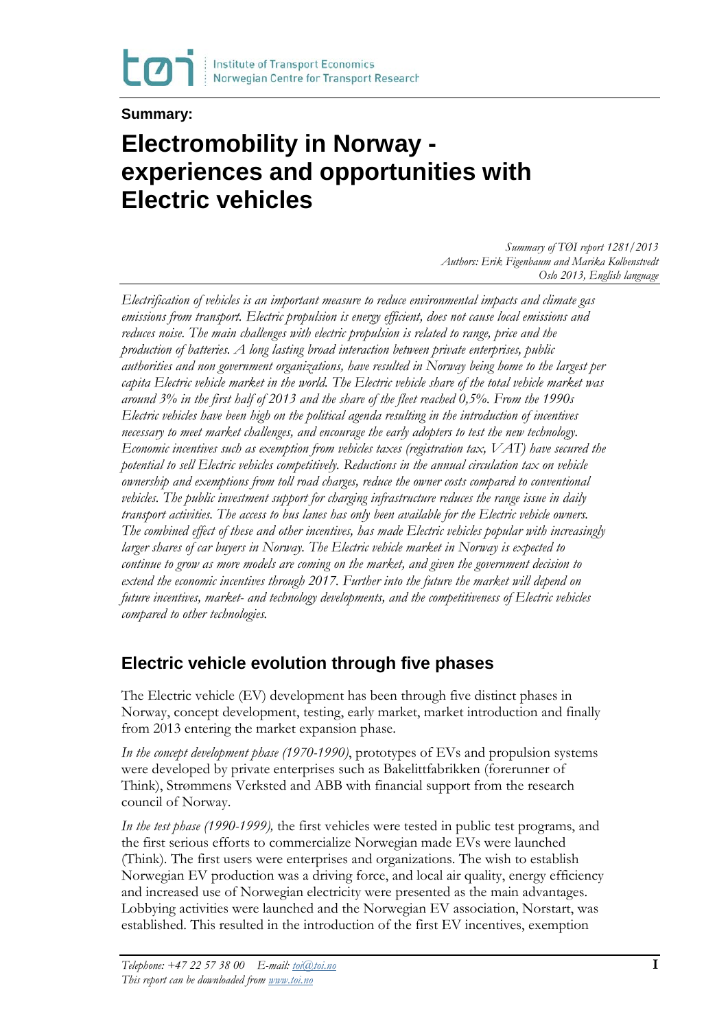Summary:

# Electromobility in Norway - experiences and opportunities with Electric vehicles

*Summary of TØI report 1281/2013*
*Authors: Erik Figenbaum and Marika Kolbenstvedt*
*Oslo 2013, English language*

*Electrification of vehicles is an important measure to reduce environmental impacts and climate gas emissions from transport. Electric propulsion is energy efficient, does not cause local emissions and reduces noise. The main challenges with electric propulsion is related to range, price and the production of batteries. A long lasting broad interaction between private enterprises, public authorities and non government organizations, have resulted in Norway being home to the largest per capita Electric vehicle market in the world. The Electric vehicle share of the total vehicle market was around 3% in the first half of 2013 and the share of the fleet reached 0,5%. From the 1990s Electric vehicles have been high on the political agenda resulting in the introduction of incentives necessary to meet market challenges, and encourage the early adopters to test the new technology. Economic incentives such as exemption from vehicles taxes (registration tax, VAT) have secured the potential to sell Electric vehicles competitively. Reductions in the annual circulation tax on vehicle ownership and exemptions from toll road charges, reduce the owner costs compared to conventional vehicles. The public investment support for charging infrastructure reduces the range issue in daily transport activities. The access to bus lanes has only been available for the Electric vehicle owners. The combined effect of these and other incentives, has made Electric vehicles popular with increasingly larger shares of car buyers in Norway. The Electric vehicle market in Norway is expected to continue to grow as more models are coming on the market, and given the government decision to extend the economic incentives through 2017. Further into the future the market will depend on future incentives, market- and technology developments, and the competitiveness of Electric vehicles compared to other technologies.*

## Electric vehicle evolution through five phases

The Electric vehicle (EV) development has been through five distinct phases in Norway, concept development, testing, early market, market introduction and finally from 2013 entering the market expansion phase.

*In the concept development phase (1970-1990)*, prototypes of EVs and propulsion systems were developed by private enterprises such as Bakelittfabrikken (forerunner of Think), Strømmens Verksted and ABB with financial support from the research council of Norway.

*In the test phase (1990-1999),* the first vehicles were tested in public test programs, and the first serious efforts to commercialize Norwegian made EVs were launched (Think). The first users were enterprises and organizations. The wish to establish Norwegian EV production was a driving force, and local air quality, energy efficiency and increased use of Norwegian electricity were presented as the main advantages. Lobbying activities were launched and the Norwegian EV association, Norstart, was established. This resulted in the introduction of the first EV incentives, exemption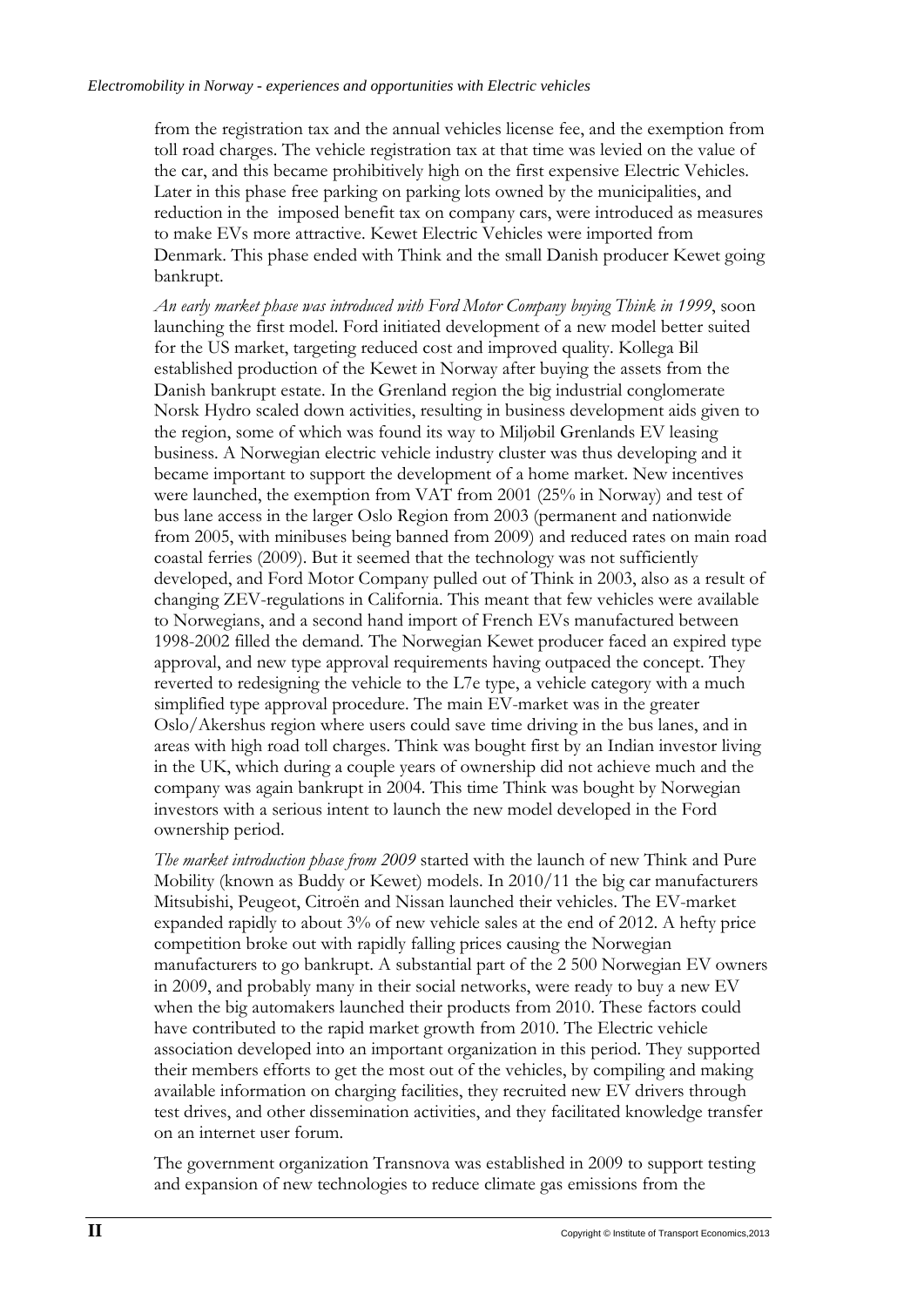from the registration tax and the annual vehicles license fee, and the exemption from toll road charges. The vehicle registration tax at that time was levied on the value of the car, and this became prohibitively high on the first expensive Electric Vehicles. Later in this phase free parking on parking lots owned by the municipalities, and reduction in the imposed benefit tax on company cars, were introduced as measures to make EVs more attractive. Kewet Electric Vehicles were imported from Denmark. This phase ended with Think and the small Danish producer Kewet going bankrupt.

*An early market phase was introduced with Ford Motor Company buying Think in 1999*, soon launching the first model. Ford initiated development of a new model better suited for the US market, targeting reduced cost and improved quality. Kollega Bil established production of the Kewet in Norway after buying the assets from the Danish bankrupt estate. In the Grenland region the big industrial conglomerate Norsk Hydro scaled down activities, resulting in business development aids given to the region, some of which was found its way to Miljøbil Grenlands EV leasing business. A Norwegian electric vehicle industry cluster was thus developing and it became important to support the development of a home market. New incentives were launched, the exemption from VAT from 2001 (25% in Norway) and test of bus lane access in the larger Oslo Region from 2003 (permanent and nationwide from 2005, with minibuses being banned from 2009) and reduced rates on main road coastal ferries (2009). But it seemed that the technology was not sufficiently developed, and Ford Motor Company pulled out of Think in 2003, also as a result of changing ZEV-regulations in California. This meant that few vehicles were available to Norwegians, and a second hand import of French EVs manufactured between 1998-2002 filled the demand. The Norwegian Kewet producer faced an expired type approval, and new type approval requirements having outpaced the concept. They reverted to redesigning the vehicle to the L7e type, a vehicle category with a much simplified type approval procedure. The main EV-market was in the greater Oslo/Akershus region where users could save time driving in the bus lanes, and in areas with high road toll charges. Think was bought first by an Indian investor living in the UK, which during a couple years of ownership did not achieve much and the company was again bankrupt in 2004. This time Think was bought by Norwegian investors with a serious intent to launch the new model developed in the Ford ownership period.

*The market introduction phase from 2009* started with the launch of new Think and Pure Mobility (known as Buddy or Kewet) models. In 2010/11 the big car manufacturers Mitsubishi, Peugeot, Citroën and Nissan launched their vehicles. The EV-market expanded rapidly to about 3% of new vehicle sales at the end of 2012. A hefty price competition broke out with rapidly falling prices causing the Norwegian manufacturers to go bankrupt. A substantial part of the 2 500 Norwegian EV owners in 2009, and probably many in their social networks, were ready to buy a new EV when the big automakers launched their products from 2010. These factors could have contributed to the rapid market growth from 2010. The Electric vehicle association developed into an important organization in this period. They supported their members efforts to get the most out of the vehicles, by compiling and making available information on charging facilities, they recruited new EV drivers through test drives, and other dissemination activities, and they facilitated knowledge transfer on an internet user forum.

The government organization Transnova was established in 2009 to support testing and expansion of new technologies to reduce climate gas emissions from the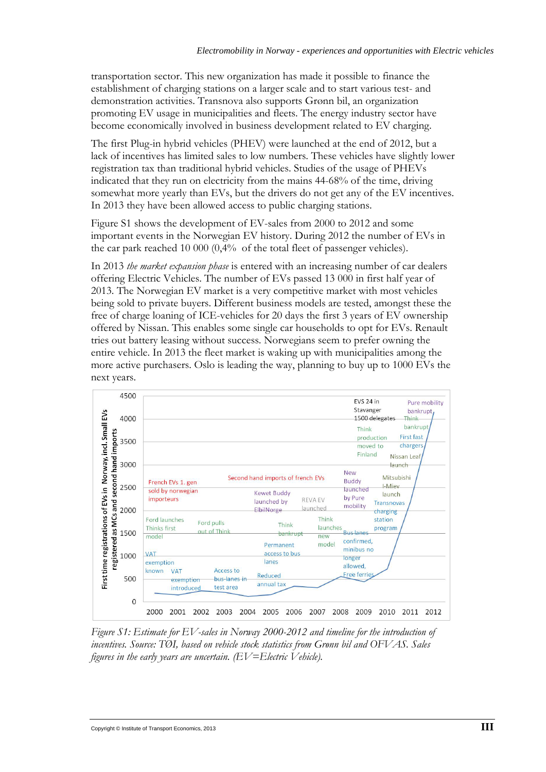transportation sector. This new organization has made it possible to finance the establishment of charging stations on a larger scale and to start various test- and demonstration activities. Transnova also supports Grønn bil, an organization promoting EV usage in municipalities and fleets. The energy industry sector have become economically involved in business development related to EV charging.

The first Plug-in hybrid vehicles (PHEV) were launched at the end of 2012, but a lack of incentives has limited sales to low numbers. These vehicles have slightly lower registration tax than traditional hybrid vehicles. Studies of the usage of PHEVs indicated that they run on electricity from the mains 44-68% of the time, driving somewhat more yearly than EVs, but the drivers do not get any of the EV incentives. In 2013 they have been allowed access to public charging stations.

Figure S1 shows the development of EV-sales from 2000 to 2012 and some important events in the Norwegian EV history. During 2012 the number of EVs in the car park reached 10 000 (0,4% of the total fleet of passenger vehicles).

In 2013 *the market expansion phase* is entered with an increasing number of car dealers offering Electric Vehicles. The number of EVs passed 13 000 in first half year of 2013. The Norwegian EV market is a very competitive market with most vehicles being sold to private buyers. Different business models are tested, amongst these the free of charge loaning of ICE-vehicles for 20 days the first 3 years of EV ownership offered by Nissan. This enables some single car households to opt for EVs. Renault tries out battery leasing without success. Norwegians seem to prefer owning the entire vehicle. In 2013 the fleet market is waking up with municipalities among the more active purchasers. Oslo is leading the way, planning to buy up to 1000 EVs the next years.

*Figure S1: Estimate for EV-sales in Norway 2000-2012 and timeline for the introduction of incentives. Source: TØI, based on vehicle stock statistics from Grønn bil and OFVAS. Sales figures in the early years are uncertain. (EV=Electric Vehicle).*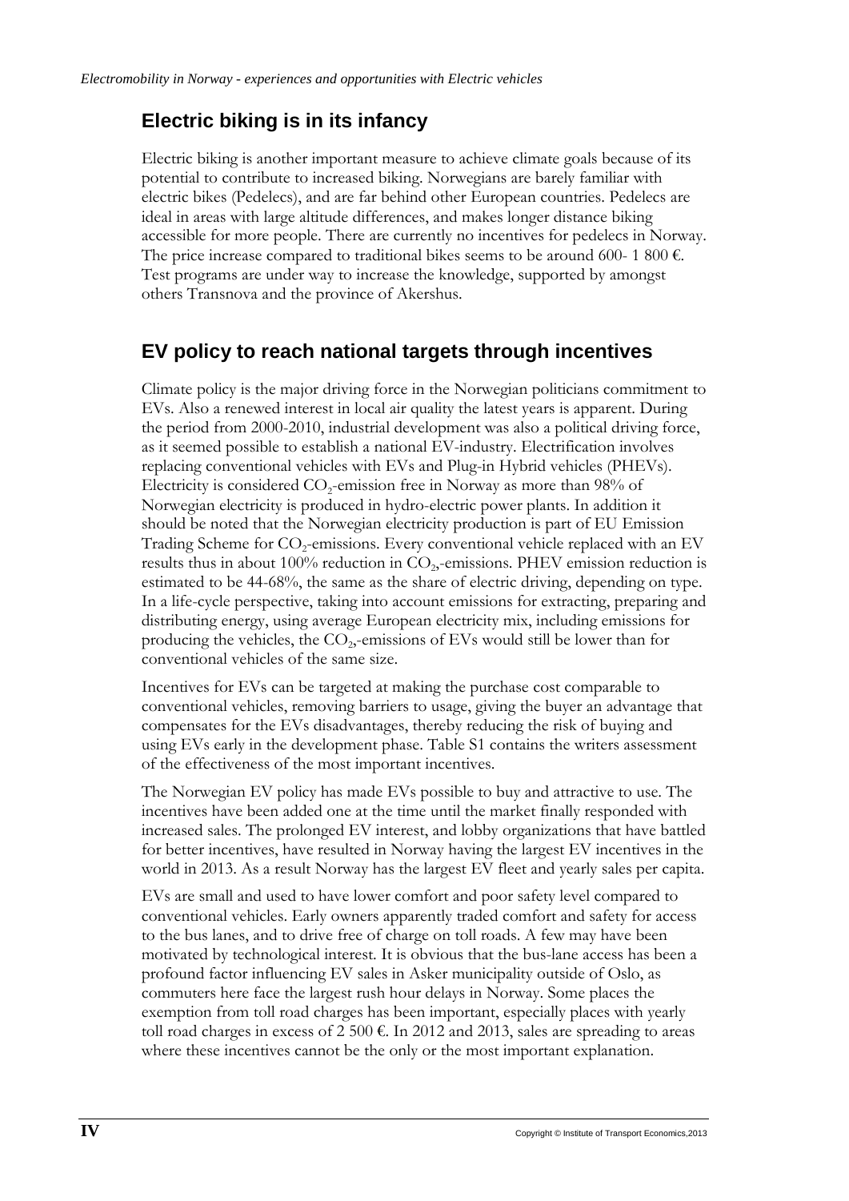## Electric biking is in its infancy

Electric biking is another important measure to achieve climate goals because of its potential to contribute to increased biking. Norwegians are barely familiar with electric bikes (Pedelecs), and are far behind other European countries. Pedelecs are ideal in areas with large altitude differences, and makes longer distance biking accessible for more people. There are currently no incentives for pedelecs in Norway. The price increase compared to traditional bikes seems to be around 600- 1 800 €. Test programs are under way to increase the knowledge, supported by amongst others Transnova and the province of Akershus.

## EV policy to reach national targets through incentives

Climate policy is the major driving force in the Norwegian politicians commitment to EVs. Also a renewed interest in local air quality the latest years is apparent. During the period from 2000-2010, industrial development was also a political driving force, as it seemed possible to establish a national EV-industry. Electrification involves replacing conventional vehicles with EVs and Plug-in Hybrid vehicles (PHEVs). Electricity is considered $CO_2$-emission free in Norway as more than 98% of Norwegian electricity is produced in hydro-electric power plants. In addition it should be noted that the Norwegian electricity production is part of EU Emission Trading Scheme for $CO_2$-emissions. Every conventional vehicle replaced with an EV results thus in about 100% reduction in $CO_2$,-emissions. PHEV emission reduction is estimated to be 44-68%, the same as the share of electric driving, depending on type. In a life-cycle perspective, taking into account emissions for extracting, preparing and distributing energy, using average European electricity mix, including emissions for producing the vehicles, the $CO_2$,-emissions of EVs would still be lower than for conventional vehicles of the same size.

Incentives for EVs can be targeted at making the purchase cost comparable to conventional vehicles, removing barriers to usage, giving the buyer an advantage that compensates for the EVs disadvantages, thereby reducing the risk of buying and using EVs early in the development phase. Table S1 contains the writers assessment of the effectiveness of the most important incentives.

The Norwegian EV policy has made EVs possible to buy and attractive to use. The incentives have been added one at the time until the market finally responded with increased sales. The prolonged EV interest, and lobby organizations that have battled for better incentives, have resulted in Norway having the largest EV incentives in the world in 2013. As a result Norway has the largest EV fleet and yearly sales per capita.

EVs are small and used to have lower comfort and poor safety level compared to conventional vehicles. Early owners apparently traded comfort and safety for access to the bus lanes, and to drive free of charge on toll roads. A few may have been motivated by technological interest. It is obvious that the bus-lane access has been a profound factor influencing EV sales in Asker municipality outside of Oslo, as commuters here face the largest rush hour delays in Norway. Some places the exemption from toll road charges has been important, especially places with yearly toll road charges in excess of 2 500 €. In 2012 and 2013, sales are spreading to areas where these incentives cannot be the only or the most important explanation.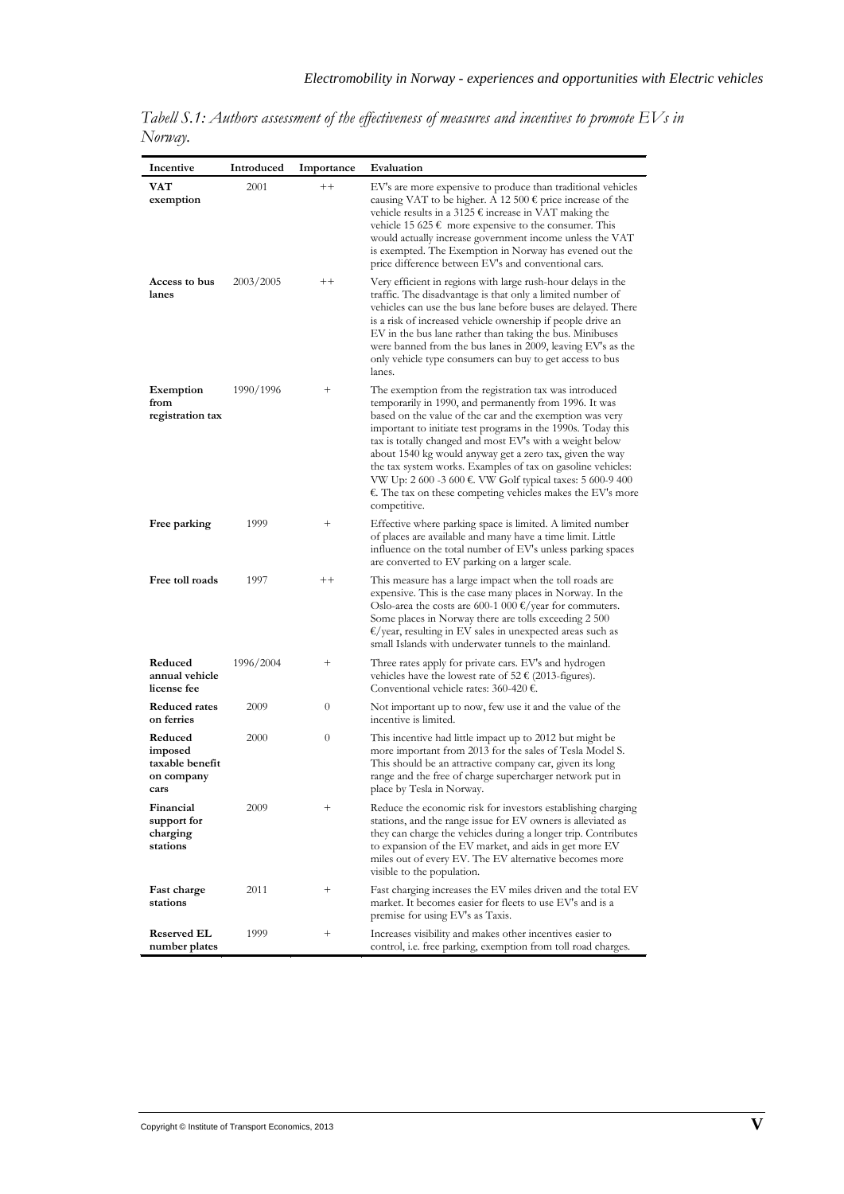*Tabell S.1: Authors assessment of the effectiveness of measures and incentives to promote EVs in Norway.*

| Incentive | Introduced | Importance | Evaluation |
|---|---|---|---|
| **VAT exemption** | 2001 | ++ | EV's are more expensive to produce than traditional vehicles causing VAT to be higher. A 12 500 € price increase of the vehicle results in a 3125 € increase in VAT making the vehicle 15 625 € more expensive to the consumer. This would actually increase government income unless the VAT is exempted. The Exemption in Norway has evened out the price difference between EV's and conventional cars. |
| **Access to bus lanes** | 2003/2005 | ++ | Very efficient in regions with large rush-hour delays in the traffic. The disadvantage is that only a limited number of vehicles can use the bus lane before buses are delayed. There is a risk of increased vehicle ownership if people drive an EV in the bus lane rather than taking the bus. Minibuses were banned from the bus lanes in 2009, leaving EV's as the only vehicle type consumers can buy to get access to bus lanes. |
| **Exemption from registration tax** | 1990/1996 | + | The exemption from the registration tax was introduced temporarily in 1990, and permanently from 1996. It was based on the value of the car and the exemption was very important to initiate test programs in the 1990s. Today this tax is totally changed and most EV's with a weight below about 1540 kg would anyway get a zero tax, given the way the tax system works. Examples of tax on gasoline vehicles: VW Up: 2 600 -3 600 €. VW Golf typical taxes: 5 600-9 400 €. The tax on these competing vehicles makes the EV's more competitive. |
| **Free parking** | 1999 | + | Effective where parking space is limited. A limited number of places are available and many have a time limit. Little influence on the total number of EV's unless parking spaces are converted to EV parking on a larger scale. |
| **Free toll roads** | 1997 | ++ | This measure has a large impact when the toll roads are expensive. This is the case many places in Norway. In the Oslo-area the costs are 600-1 000 €/year for commuters. Some places in Norway there are tolls exceeding 2 500 €/year, resulting in EV sales in unexpected areas such as small Islands with underwater tunnels to the mainland. |
| **Reduced annual vehicle license fee** | 1996/2004 | + | Three rates apply for private cars. EV's and hydrogen vehicles have the lowest rate of 52 € (2013-figures). Conventional vehicle rates: 360-420 €. |
| **Reduced rates on ferries** | 2009 | 0 | Not important up to now, few use it and the value of the incentive is limited. |
| **Reduced imposed taxable benefit on company cars** | 2000 | 0 | This incentive had little impact up to 2012 but might be more important from 2013 for the sales of Tesla Model S. This should be an attractive company car, given its long range and the free of charge supercharger network put in place by Tesla in Norway. |
| **Financial support for charging stations** | 2009 | + | Reduce the economic risk for investors establishing charging stations, and the range issue for EV owners is alleviated as they can charge the vehicles during a longer trip. Contributes to expansion of the EV market, and aids in get more EV miles out of every EV. The EV alternative becomes more visible to the population. |
| **Fast charge stations** | 2011 | + | Fast charging increases the EV miles driven and the total EV market. It becomes easier for fleets to use EV's and is a premise for using EV's as Taxis. |
| **Reserved EL number plates** | 1999 | + | Increases visibility and makes other incentives easier to control, i.e. free parking, exemption from toll road charges. |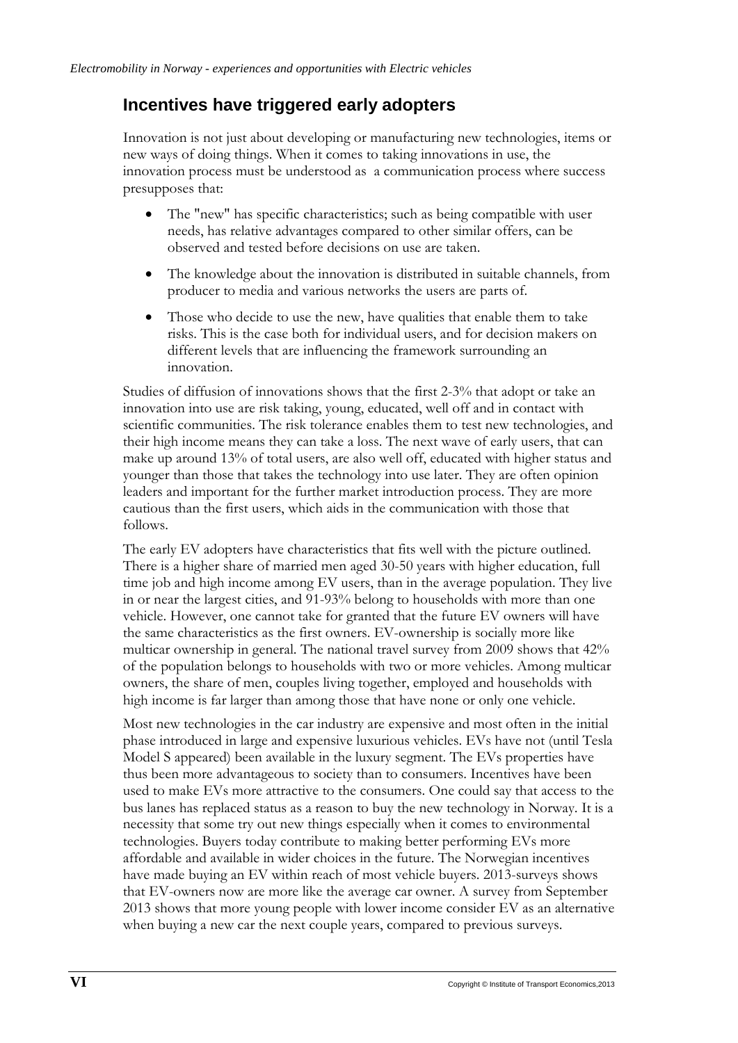## Incentives have triggered early adopters

Innovation is not just about developing or manufacturing new technologies, items or new ways of doing things. When it comes to taking innovations in use, the innovation process must be understood as a communication process where success presupposes that:

- The "new" has specific characteristics; such as being compatible with user needs, has relative advantages compared to other similar offers, can be observed and tested before decisions on use are taken.
- The knowledge about the innovation is distributed in suitable channels, from producer to media and various networks the users are parts of.
- Those who decide to use the new, have qualities that enable them to take risks. This is the case both for individual users, and for decision makers on different levels that are influencing the framework surrounding an innovation.

Studies of diffusion of innovations shows that the first 2-3% that adopt or take an innovation into use are risk taking, young, educated, well off and in contact with scientific communities. The risk tolerance enables them to test new technologies, and their high income means they can take a loss. The next wave of early users, that can make up around 13% of total users, are also well off, educated with higher status and younger than those that takes the technology into use later. They are often opinion leaders and important for the further market introduction process. They are more cautious than the first users, which aids in the communication with those that follows.

The early EV adopters have characteristics that fits well with the picture outlined. There is a higher share of married men aged 30-50 years with higher education, full time job and high income among EV users, than in the average population. They live in or near the largest cities, and 91-93% belong to households with more than one vehicle. However, one cannot take for granted that the future EV owners will have the same characteristics as the first owners. EV-ownership is socially more like multicar ownership in general. The national travel survey from 2009 shows that 42% of the population belongs to households with two or more vehicles. Among multicar owners, the share of men, couples living together, employed and households with high income is far larger than among those that have none or only one vehicle.

Most new technologies in the car industry are expensive and most often in the initial phase introduced in large and expensive luxurious vehicles. EVs have not (until Tesla Model S appeared) been available in the luxury segment. The EVs properties have thus been more advantageous to society than to consumers. Incentives have been used to make EVs more attractive to the consumers. One could say that access to the bus lanes has replaced status as a reason to buy the new technology in Norway. It is a necessity that some try out new things especially when it comes to environmental technologies. Buyers today contribute to making better performing EVs more affordable and available in wider choices in the future. The Norwegian incentives have made buying an EV within reach of most vehicle buyers. 2013-surveys shows that EV-owners now are more like the average car owner. A survey from September 2013 shows that more young people with lower income consider EV as an alternative when buying a new car the next couple years, compared to previous surveys.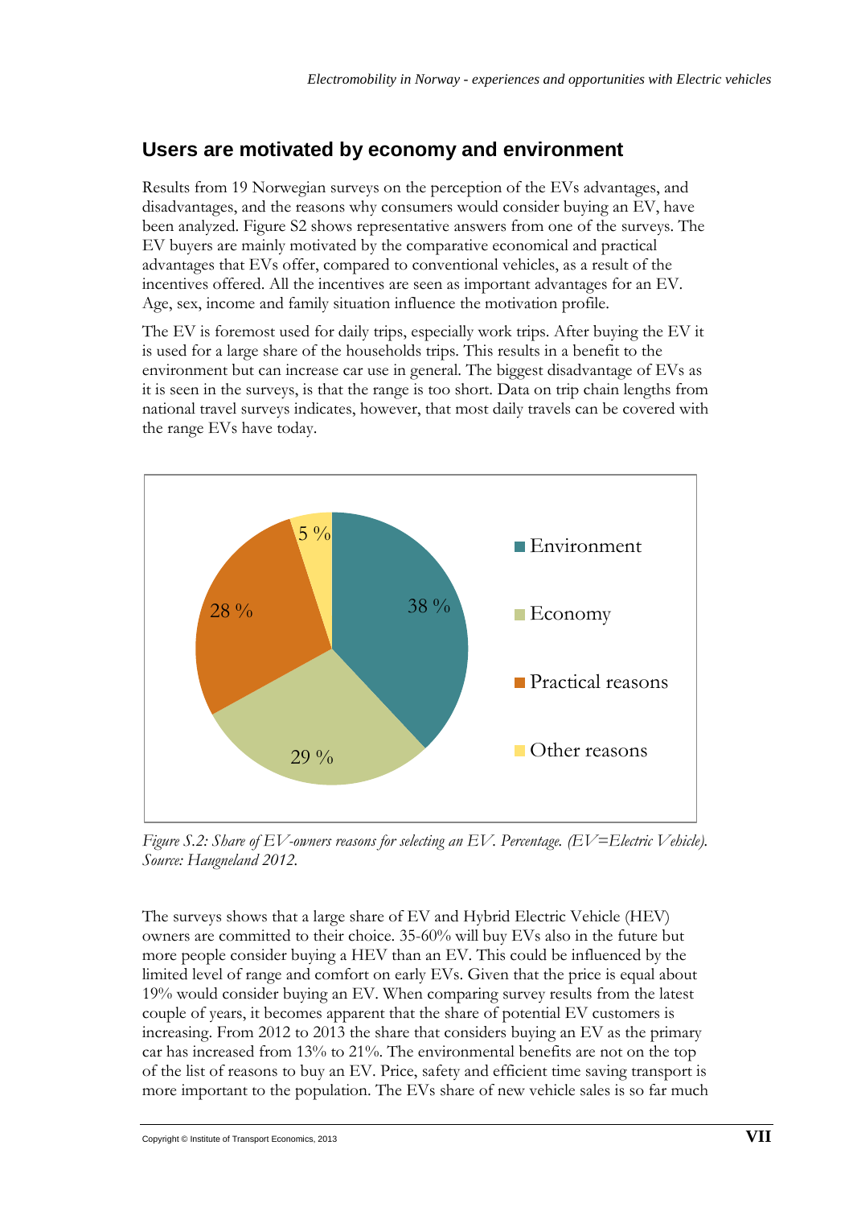## Users are motivated by economy and environment

Results from 19 Norwegian surveys on the perception of the EVs advantages, and disadvantages, and the reasons why consumers would consider buying an EV, have been analyzed. Figure S2 shows representative answers from one of the surveys. The EV buyers are mainly motivated by the comparative economical and practical advantages that EVs offer, compared to conventional vehicles, as a result of the incentives offered. All the incentives are seen as important advantages for an EV. Age, sex, income and family situation influence the motivation profile.

The EV is foremost used for daily trips, especially work trips. After buying the EV it is used for a large share of the households trips. This results in a benefit to the environment but can increase car use in general. The biggest disadvantage of EVs as it is seen in the surveys, is that the range is too short. Data on trip chain lengths from national travel surveys indicates, however, that most daily travels can be covered with the range EVs have today.

| Reason | Share |
| --- | --- |
| Environment | 38 % |
| Economy | 29 % |
| Practical reasons | 28 % |
| Other reasons | 5 % |

*Figure S.2: Share of EV-owners reasons for selecting an EV. Percentage. (EV=Electric Vehicle). Source: Haugneland 2012.*

The surveys shows that a large share of EV and Hybrid Electric Vehicle (HEV) owners are committed to their choice. 35-60% will buy EVs also in the future but more people consider buying a HEV than an EV. This could be influenced by the limited level of range and comfort on early EVs. Given that the price is equal about 19% would consider buying an EV. When comparing survey results from the latest couple of years, it becomes apparent that the share of potential EV customers is increasing. From 2012 to 2013 the share that considers buying an EV as the primary car has increased from 13% to 21%. The environmental benefits are not on the top of the list of reasons to buy an EV. Price, safety and efficient time saving transport is more important to the population. The EVs share of new vehicle sales is so far much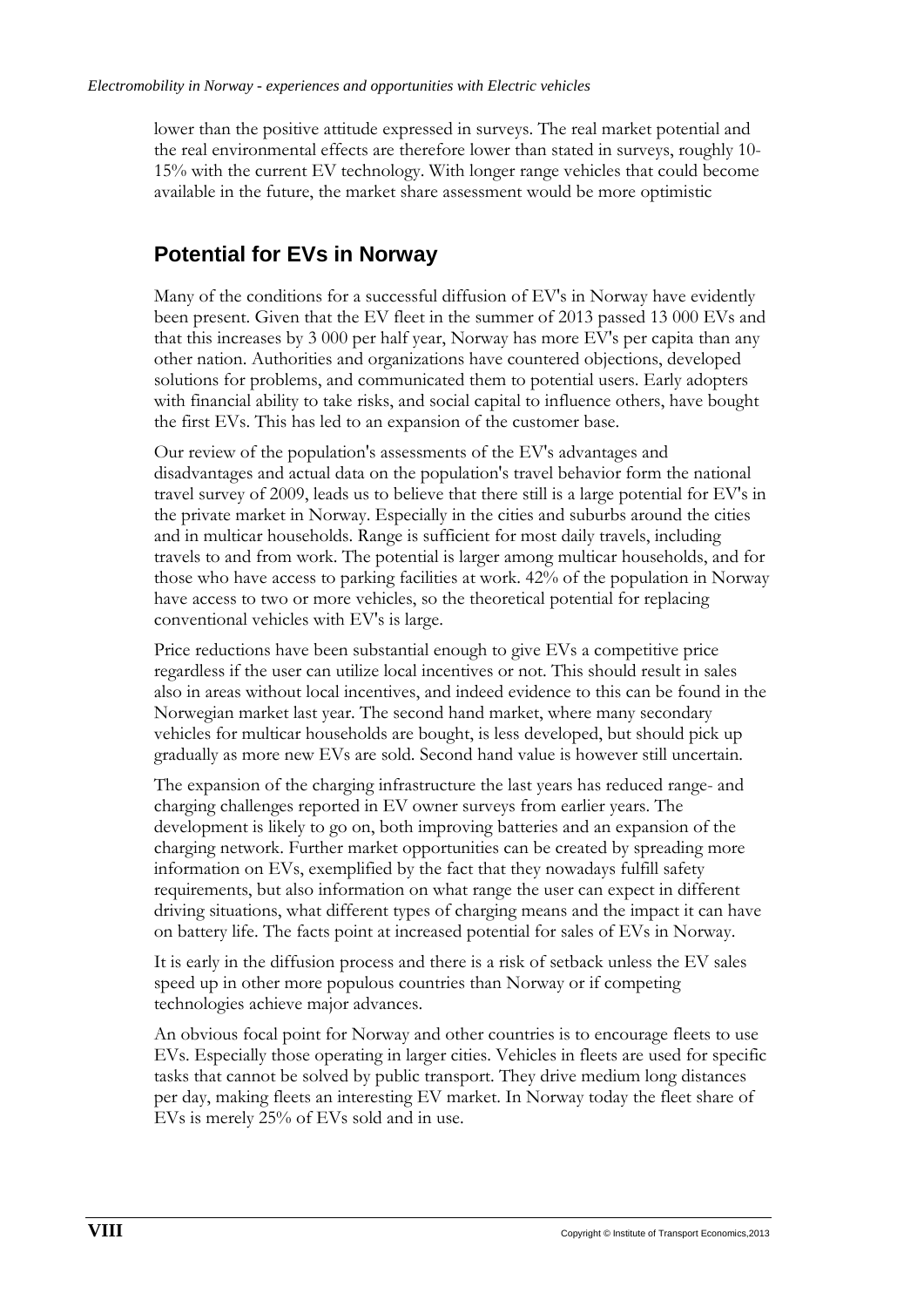lower than the positive attitude expressed in surveys. The real market potential and the real environmental effects are therefore lower than stated in surveys, roughly 10-15% with the current EV technology. With longer range vehicles that could become available in the future, the market share assessment would be more optimistic

## Potential for EVs in Norway

Many of the conditions for a successful diffusion of EV's in Norway have evidently been present. Given that the EV fleet in the summer of 2013 passed 13 000 EVs and that this increases by 3 000 per half year, Norway has more EV's per capita than any other nation. Authorities and organizations have countered objections, developed solutions for problems, and communicated them to potential users. Early adopters with financial ability to take risks, and social capital to influence others, have bought the first EVs. This has led to an expansion of the customer base.

Our review of the population's assessments of the EV's advantages and disadvantages and actual data on the population's travel behavior form the national travel survey of 2009, leads us to believe that there still is a large potential for EV's in the private market in Norway. Especially in the cities and suburbs around the cities and in multicar households. Range is sufficient for most daily travels, including travels to and from work. The potential is larger among multicar households, and for those who have access to parking facilities at work. 42% of the population in Norway have access to two or more vehicles, so the theoretical potential for replacing conventional vehicles with EV's is large.

Price reductions have been substantial enough to give EVs a competitive price regardless if the user can utilize local incentives or not. This should result in sales also in areas without local incentives, and indeed evidence to this can be found in the Norwegian market last year. The second hand market, where many secondary vehicles for multicar households are bought, is less developed, but should pick up gradually as more new EVs are sold. Second hand value is however still uncertain.

The expansion of the charging infrastructure the last years has reduced range- and charging challenges reported in EV owner surveys from earlier years. The development is likely to go on, both improving batteries and an expansion of the charging network. Further market opportunities can be created by spreading more information on EVs, exemplified by the fact that they nowadays fulfill safety requirements, but also information on what range the user can expect in different driving situations, what different types of charging means and the impact it can have on battery life. The facts point at increased potential for sales of EVs in Norway.

It is early in the diffusion process and there is a risk of setback unless the EV sales speed up in other more populous countries than Norway or if competing technologies achieve major advances.

An obvious focal point for Norway and other countries is to encourage fleets to use EVs. Especially those operating in larger cities. Vehicles in fleets are used for specific tasks that cannot be solved by public transport. They drive medium long distances per day, making fleets an interesting EV market. In Norway today the fleet share of EVs is merely 25% of EVs sold and in use.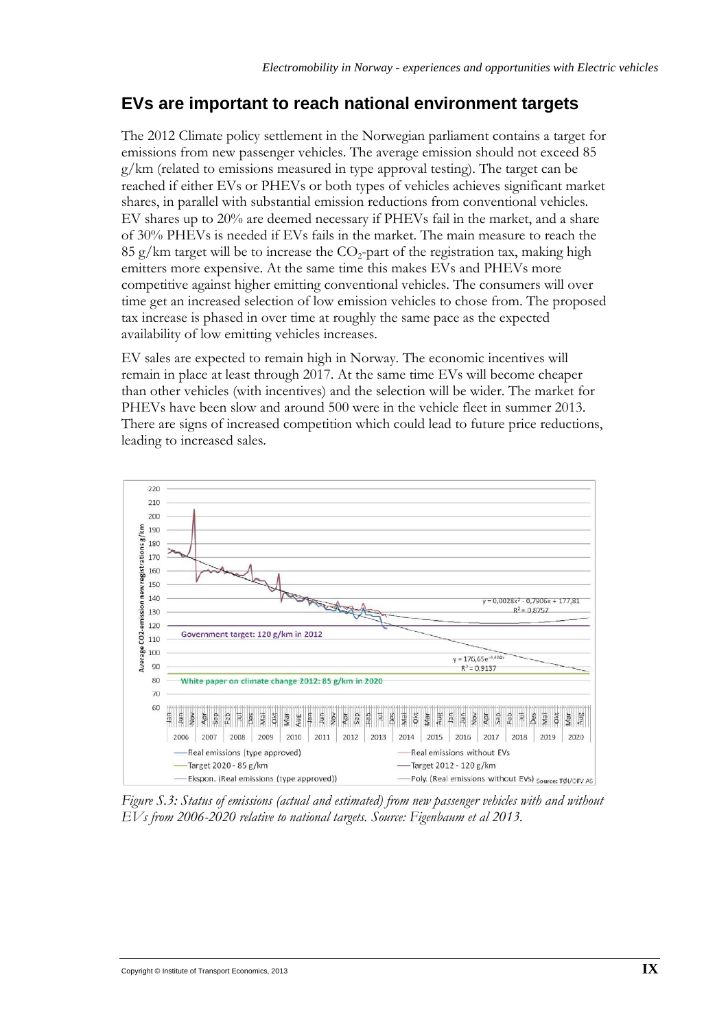## EVs are important to reach national environment targets

The 2012 Climate policy settlement in the Norwegian parliament contains a target for emissions from new passenger vehicles. The average emission should not exceed 85 g/km (related to emissions measured in type approval testing). The target can be reached if either EVs or PHEVs or both types of vehicles achieves significant market shares, in parallel with substantial emission reductions from conventional vehicles. EV shares up to 20% are deemed necessary if PHEVs fail in the market, and a share of 30% PHEVs is needed if EVs fails in the market. The main measure to reach the 85 g/km target will be to increase the $CO_2$-part of the registration tax, making high emitters more expensive. At the same time this makes EVs and PHEVs more competitive against higher emitting conventional vehicles. The consumers will over time get an increased selection of low emission vehicles to chose from. The proposed tax increase is phased in over time at roughly the same pace as the expected availability of low emitting vehicles increases.

EV sales are expected to remain high in Norway. The economic incentives will remain in place at least through 2017. At the same time EVs will become cheaper than other vehicles (with incentives) and the selection will be wider. The market for PHEVs have been slow and around 500 were in the vehicle fleet in summer 2013. There are signs of increased competition which could lead to future price reductions, leading to increased sales.

*Figure S.3: Status of emissions (actual and estimated) from new passenger vehicles with and without EVs from 2006-2020 relative to national targets. Source: Figenbaum et al 2013.*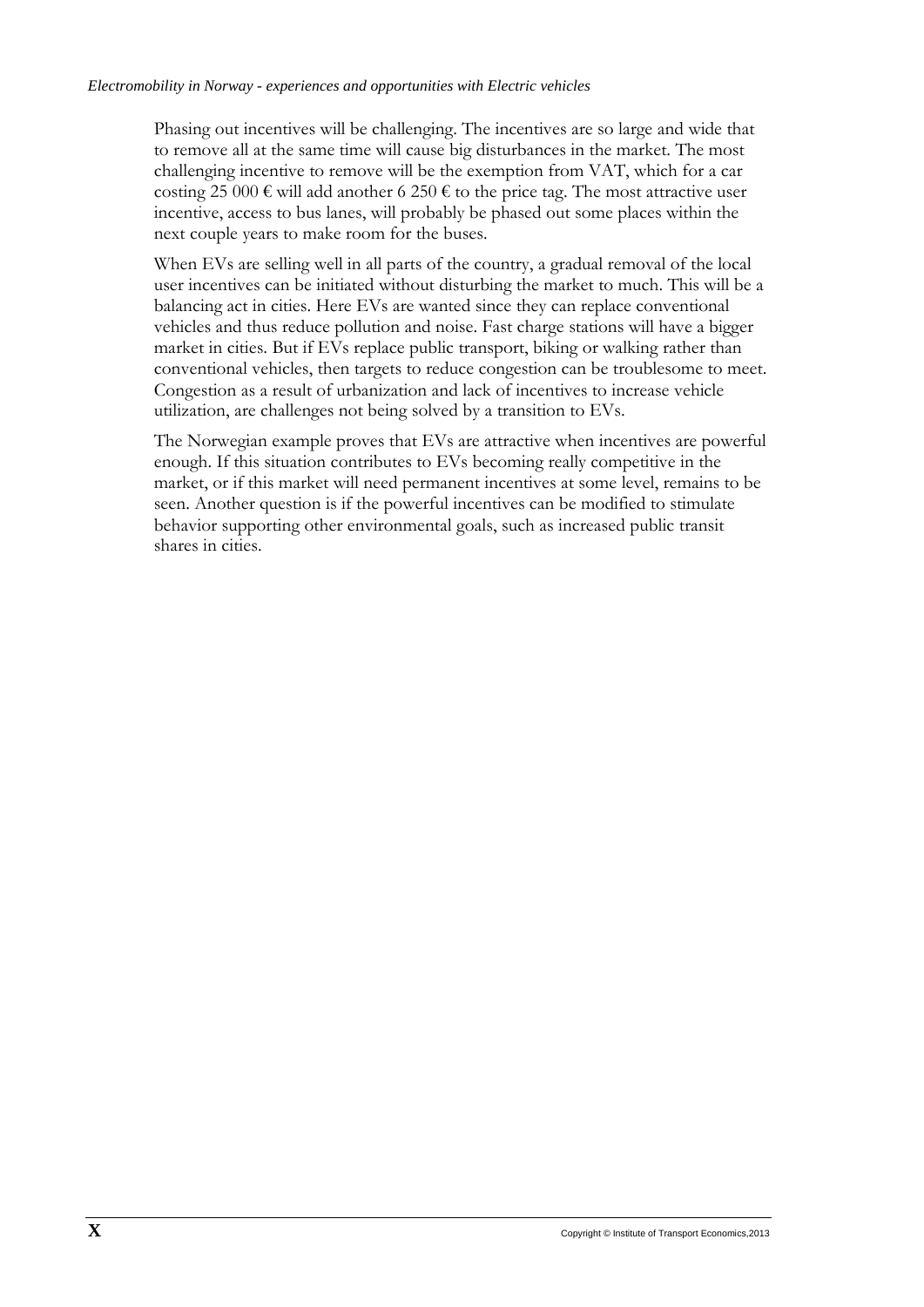Phasing out incentives will be challenging. The incentives are so large and wide that to remove all at the same time will cause big disturbances in the market. The most challenging incentive to remove will be the exemption from VAT, which for a car costing 25 000 € will add another 6 250 € to the price tag. The most attractive user incentive, access to bus lanes, will probably be phased out some places within the next couple years to make room for the buses.

When EVs are selling well in all parts of the country, a gradual removal of the local user incentives can be initiated without disturbing the market to much. This will be a balancing act in cities. Here EVs are wanted since they can replace conventional vehicles and thus reduce pollution and noise. Fast charge stations will have a bigger market in cities. But if EVs replace public transport, biking or walking rather than conventional vehicles, then targets to reduce congestion can be troublesome to meet. Congestion as a result of urbanization and lack of incentives to increase vehicle utilization, are challenges not being solved by a transition to EVs.

The Norwegian example proves that EVs are attractive when incentives are powerful enough. If this situation contributes to EVs becoming really competitive in the market, or if this market will need permanent incentives at some level, remains to be seen. Another question is if the powerful incentives can be modified to stimulate behavior supporting other environmental goals, such as increased public transit shares in cities.